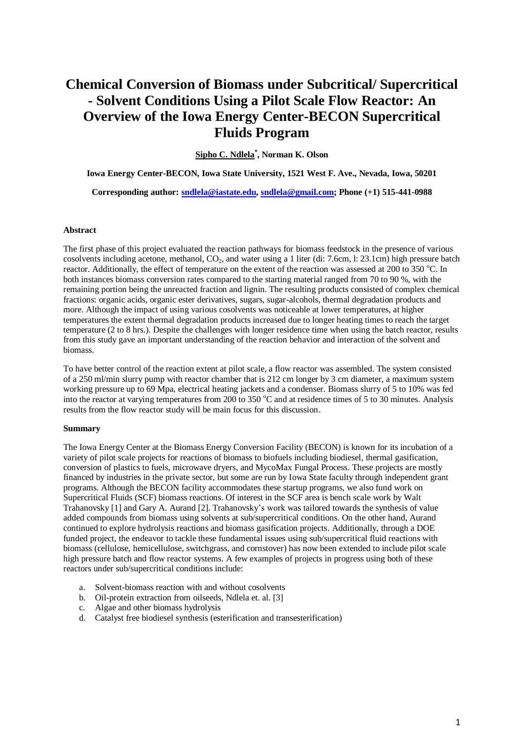# Chemical Conversion of Biomass under Subcritical/ Supercritical - Solvent Conditions Using a Pilot Scale Flow Reactor: An Overview of the Iowa Energy Center-BECON Supercritical Fluids Program

**Sipho C. Ndlela[*], Norman K. Olson**

**Iowa Energy Center-BECON, Iowa State University, 1521 West F. Ave., Nevada, Iowa, 50201**

**Corresponding author: sndlela@iastate.edu, sndlela@gmail.com; Phone (+1) 515-441-0988**

**Abstract**

The first phase of this project evaluated the reaction pathways for biomass feedstock in the presence of various cosolvents including acetone, methanol, $CO_2$, and water using a 1 liter (di: 7.6cm, l: 23.1cm) high pressure batch reactor. Additionally, the effect of temperature on the extent of the reaction was assessed at 200 to 350 $^oC$. In both instances biomass conversion rates compared to the starting material ranged from 70 to 90 %, with the remaining portion being the unreacted fraction and lignin. The resulting products consisted of complex chemical fractions: organic acids, organic ester derivatives, sugars, sugar-alcohols, thermal degradation products and more. Although the impact of using various cosolvents was noticeable at lower temperatures, at higher temperatures the extent thermal degradation products increased due to longer heating times to reach the target temperature (2 to 8 hrs.). Despite the challenges with longer residence time when using the batch reactor, results from this study gave an important understanding of the reaction behavior and interaction of the solvent and biomass.

To have better control of the reaction extent at pilot scale, a flow reactor was assembled. The system consisted of a 250 ml/min slurry pump with reactor chamber that is 212 cm longer by 3 cm diameter, a maximum system working pressure up to 69 Mpa, electrical heating jackets and a condenser. Biomass slurry of 5 to 10% was fed into the reactor at varying temperatures from 200 to 350 $^oC$ and at residence times of 5 to 30 minutes. Analysis results from the flow reactor study will be main focus for this discussion.

**Summary**

The Iowa Energy Center at the Biomass Energy Conversion Facility (BECON) is known for its incubation of a variety of pilot scale projects for reactions of biomass to biofuels including biodiesel, thermal gasification, conversion of plastics to fuels, microwave dryers, and MycoMax Fungal Process. These projects are mostly financed by industries in the private sector, but some are run by Iowa State faculty through independent grant programs. Although the BECON facility accommodates these startup programs, we also fund work on Supercritical Fluids (SCF) biomass reactions. Of interest in the SCF area is bench scale work by Walt Trahanovsky [1] and Gary A. Aurand [2]. Trahanovsky's work was tailored towards the synthesis of value added compounds from biomass using solvents at sub/supercritical conditions. On the other hand, Aurand continued to explore hydrolysis reactions and biomass gasification projects. Additionally, through a DOE funded project, the endeavor to tackle these fundamental issues using sub/supercritical fluid reactions with biomass (cellulose, hemicellulose, switchgrass, and cornstover) has now been extended to include pilot scale high pressure batch and flow reactor systems. A few examples of projects in progress using both of these reactors under sub/supercritical conditions include:

a. Solvent-biomass reaction with and without cosolvents
b. Oil-protein extraction from oilseeds, Ndlela et. al. [3]
c. Algae and other biomass hydrolysis
d. Catalyst free biodiesel synthesis (esterification and transesterification)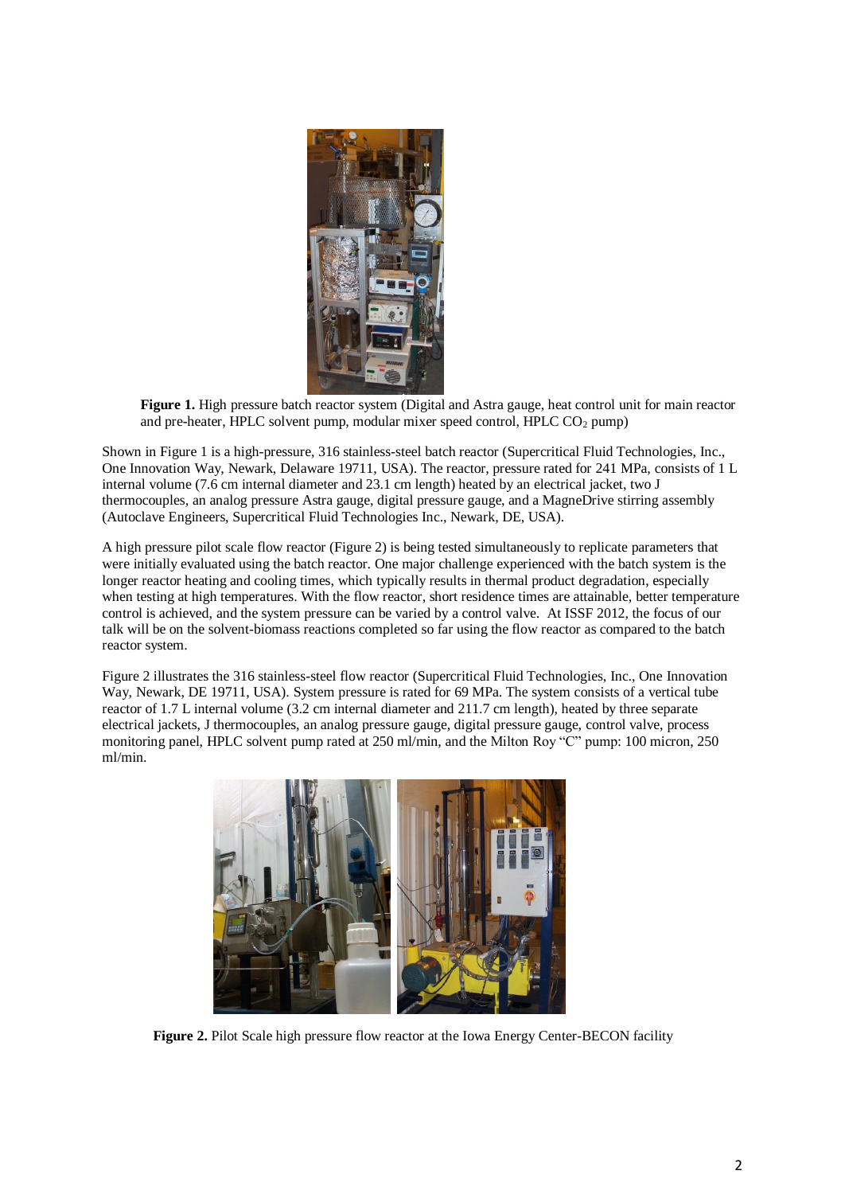**Figure 1.** High pressure batch reactor system (Digital and Astra gauge, heat control unit for main reactor and pre-heater, HPLC solvent pump, modular mixer speed control, HPLC $CO_2$ pump)

Shown in Figure 1 is a high-pressure, 316 stainless-steel batch reactor (Supercritical Fluid Technologies, Inc., One Innovation Way, Newark, Delaware 19711, USA). The reactor, pressure rated for 241 MPa, consists of 1 L internal volume (7.6 cm internal diameter and 23.1 cm length) heated by an electrical jacket, two J thermocouples, an analog pressure Astra gauge, digital pressure gauge, and a MagneDrive stirring assembly (Autoclave Engineers, Supercritical Fluid Technologies Inc., Newark, DE, USA).

A high pressure pilot scale flow reactor (Figure 2) is being tested simultaneously to replicate parameters that were initially evaluated using the batch reactor. One major challenge experienced with the batch system is the longer reactor heating and cooling times, which typically results in thermal product degradation, especially when testing at high temperatures. With the flow reactor, short residence times are attainable, better temperature control is achieved, and the system pressure can be varied by a control valve. At ISSF 2012, the focus of our talk will be on the solvent-biomass reactions completed so far using the flow reactor as compared to the batch reactor system.

Figure 2 illustrates the 316 stainless-steel flow reactor (Supercritical Fluid Technologies, Inc., One Innovation Way, Newark, DE 19711, USA). System pressure is rated for 69 MPa. The system consists of a vertical tube reactor of 1.7 L internal volume (3.2 cm internal diameter and 211.7 cm length), heated by three separate electrical jackets, J thermocouples, an analog pressure gauge, digital pressure gauge, control valve, process monitoring panel, HPLC solvent pump rated at 250 ml/min, and the Milton Roy "C" pump: 100 micron, 250 ml/min.

**Figure 2.** Pilot Scale high pressure flow reactor at the Iowa Energy Center-BECON facility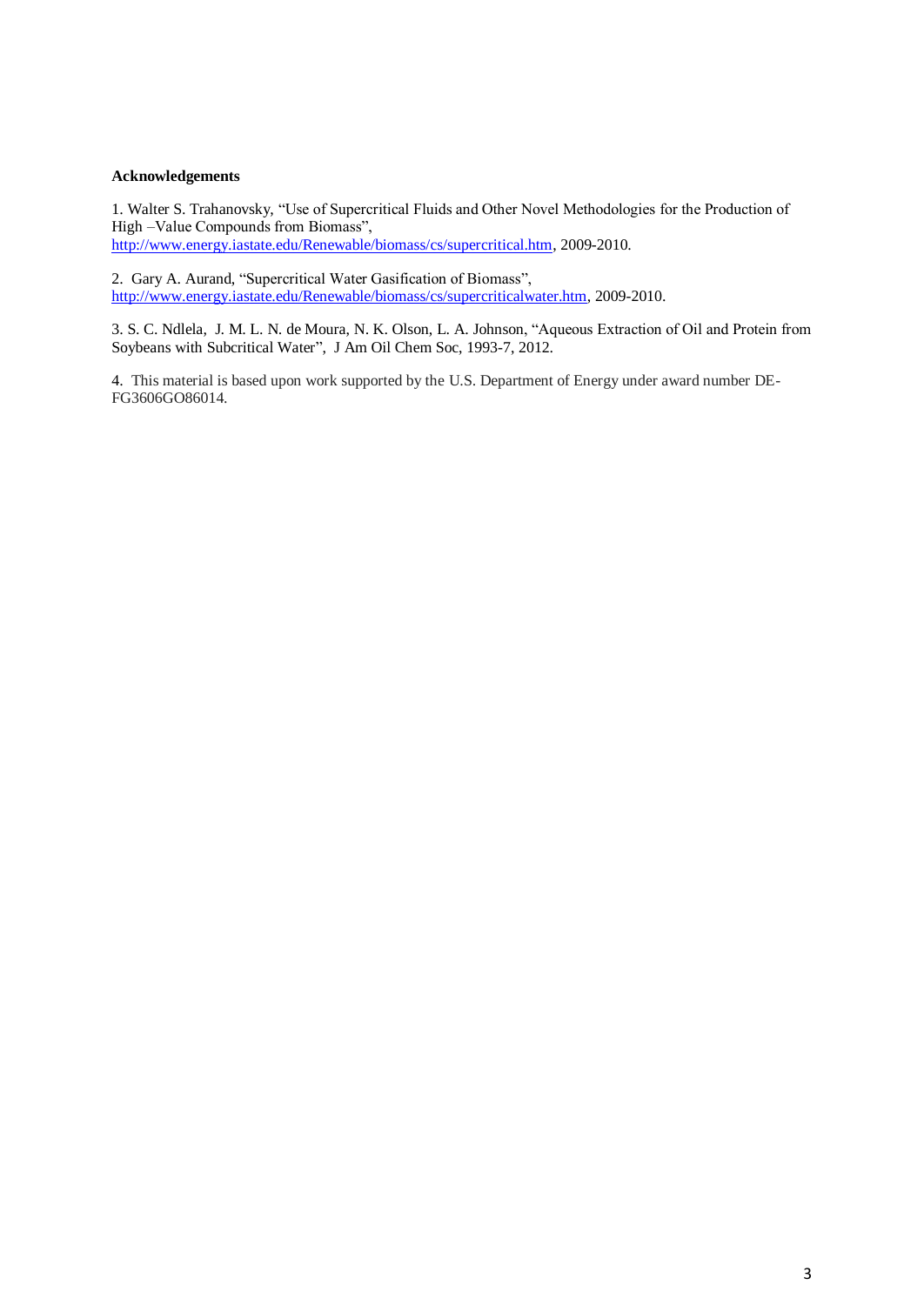**Acknowledgements**

1. Walter S. Trahanovsky, "Use of Supercritical Fluids and Other Novel Methodologies for the Production of High –Value Compounds from Biomass", http://www.energy.iastate.edu/Renewable/biomass/cs/supercritical.htm, 2009-2010.

2. Gary A. Aurand, "Supercritical Water Gasification of Biomass", http://www.energy.iastate.edu/Renewable/biomass/cs/supercriticalwater.htm, 2009-2010.

3. S. C. Ndlela, J. M. L. N. de Moura, N. K. Olson, L. A. Johnson, "Aqueous Extraction of Oil and Protein from Soybeans with Subcritical Water", J Am Oil Chem Soc, 1993-7, 2012.

4. This material is based upon work supported by the U.S. Department of Energy under award number DE-FG3606GO86014.